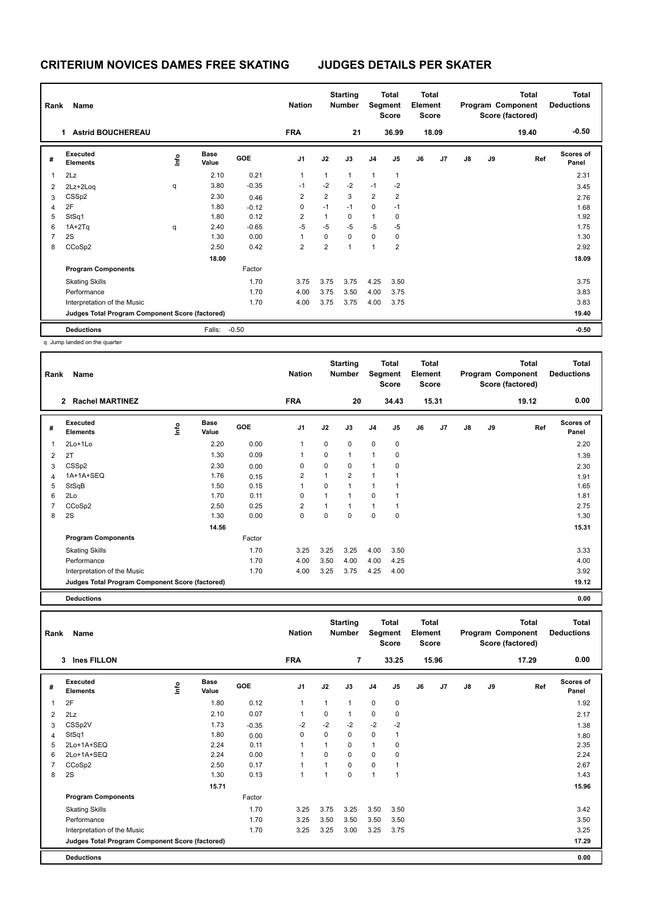# CRITERIUM NOVICES DAMES FREE SKATING — JUDGES DETAILS PER SKATER

| Rank | Name | Nation | Starting Number | Total Segment Score | Total Element Score | Total Program Component Score (factored) | Total Deductions |
|---|---|---|---|---|---|---|---|
| 1 | Astrid BOUCHEREAU | FRA | 21 | 36.99 | 18.09 | 19.40 | -0.50 |

| # | Executed Elements | Info | Base Value | GOE | J1 | J2 | J3 | J4 | J5 | J6 | J7 | J8 | J9 | Ref | Scores of Panel |
|---|---|---|---|---|---|---|---|---|---|---|---|---|---|---|---|
| 1 | 2Lz | | 2.10 | 0.21 | 1 | 1 | 1 | 1 | 1 | | | | | | 2.31 |
| 2 | 2Lz+2Loq | q | 3.80 | -0.35 | -1 | -2 | -2 | -1 | -2 | | | | | | 3.45 |
| 3 | CSSp2 | | 2.30 | 0.46 | 2 | 2 | 3 | 2 | 2 | | | | | | 2.76 |
| 4 | 2F | | 1.80 | -0.12 | 0 | -1 | -1 | 0 | -1 | | | | | | 1.68 |
| 5 | StSq1 | | 1.80 | 0.12 | 2 | 1 | 0 | 1 | 0 | | | | | | 1.92 |
| 6 | 1A+2Tq | q | 2.40 | -0.65 | -5 | -5 | -5 | -5 | -5 | | | | | | 1.75 |
| 7 | 2S | | 1.30 | 0.00 | 1 | 0 | 0 | 0 | 0 | | | | | | 1.30 |
| 8 | CCoSp2 | | 2.50 | 0.42 | 2 | 2 | 1 | 1 | 2 | | | | | | 2.92 |
| | | | 18.00 | | | | | | | | | | | | 18.09 |
| | **Program Components** | | | Factor | | | | | | | | | | | |
| | Skating Skills | | | 1.70 | 3.75 | 3.75 | 3.75 | 4.25 | 3.50 | | | | | | 3.75 |
| | Performance | | | 1.70 | 4.00 | 3.75 | 3.50 | 4.00 | 3.75 | | | | | | 3.83 |
| | Interpretation of the Music | | | 1.70 | 4.00 | 3.75 | 3.75 | 4.00 | 3.75 | | | | | | 3.83 |
| | **Judges Total Program Component Score (factored)** | | | | | | | | | | | | | | 19.40 |
| | **Deductions** | | Falls: | -0.50 | | | | | | | | | | | -0.50 |

q Jump landed on the quarter

| Rank | Name | Nation | Starting Number | Total Segment Score | Total Element Score | Total Program Component Score (factored) | Total Deductions |
|---|---|---|---|---|---|---|---|
| 2 | Rachel MARTINEZ | FRA | 20 | 34.43 | 15.31 | 19.12 | 0.00 |

| # | Executed Elements | Info | Base Value | GOE | J1 | J2 | J3 | J4 | J5 | J6 | J7 | J8 | J9 | Ref | Scores of Panel |
|---|---|---|---|---|---|---|---|---|---|---|---|---|---|---|---|
| 1 | 2Lo+1Lo | | 2.20 | 0.00 | 1 | 0 | 0 | 0 | 0 | | | | | | 2.20 |
| 2 | 2T | | 1.30 | 0.09 | 1 | 0 | 1 | 1 | 0 | | | | | | 1.39 |
| 3 | CSSp2 | | 2.30 | 0.00 | 0 | 0 | 0 | 1 | 0 | | | | | | 2.30 |
| 4 | 1A+1A+SEQ | | 1.76 | 0.15 | 2 | 1 | 2 | 1 | 1 | | | | | | 1.91 |
| 5 | StSqB | | 1.50 | 0.15 | 1 | 0 | 1 | 1 | 1 | | | | | | 1.65 |
| 6 | 2Lo | | 1.70 | 0.11 | 0 | 1 | 1 | 0 | 1 | | | | | | 1.81 |
| 7 | CCoSp2 | | 2.50 | 0.25 | 2 | 1 | 1 | 1 | 1 | | | | | | 2.75 |
| 8 | 2S | | 1.30 | 0.00 | 0 | 0 | 0 | 0 | 0 | | | | | | 1.30 |
| | | | 14.56 | | | | | | | | | | | | 15.31 |
| | **Program Components** | | | Factor | | | | | | | | | | | |
| | Skating Skills | | | 1.70 | 3.25 | 3.25 | 3.25 | 4.00 | 3.50 | | | | | | 3.33 |
| | Performance | | | 1.70 | 4.00 | 3.50 | 4.00 | 4.00 | 4.25 | | | | | | 4.00 |
| | Interpretation of the Music | | | 1.70 | 4.00 | 3.25 | 3.75 | 4.25 | 4.00 | | | | | | 3.92 |
| | **Judges Total Program Component Score (factored)** | | | | | | | | | | | | | | 19.12 |
| | **Deductions** | | | | | | | | | | | | | | 0.00 |

| Rank | Name | Nation | Starting Number | Total Segment Score | Total Element Score | Total Program Component Score (factored) | Total Deductions |
|---|---|---|---|---|---|---|---|
| 3 | Ines FILLON | FRA | 7 | 33.25 | 15.96 | 17.29 | 0.00 |

| # | Executed Elements | Info | Base Value | GOE | J1 | J2 | J3 | J4 | J5 | J6 | J7 | J8 | J9 | Ref | Scores of Panel |
|---|---|---|---|---|---|---|---|---|---|---|---|---|---|---|---|
| 1 | 2F | | 1.80 | 0.12 | 1 | 1 | 1 | 0 | 0 | | | | | | 1.92 |
| 2 | 2Lz | | 2.10 | 0.07 | 1 | 0 | 1 | 0 | 0 | | | | | | 2.17 |
| 3 | CSSp2V | | 1.73 | -0.35 | -2 | -2 | -2 | -2 | -2 | | | | | | 1.38 |
| 4 | StSq1 | | 1.80 | 0.00 | 0 | 0 | 0 | 0 | 1 | | | | | | 1.80 |
| 5 | 2Lo+1A+SEQ | | 2.24 | 0.11 | 1 | 1 | 0 | 1 | 0 | | | | | | 2.35 |
| 6 | 2Lo+1A+SEQ | | 2.24 | 0.00 | 1 | 0 | 0 | 0 | 0 | | | | | | 2.24 |
| 7 | CCoSp2 | | 2.50 | 0.17 | 1 | 1 | 0 | 0 | 1 | | | | | | 2.67 |
| 8 | 2S | | 1.30 | 0.13 | 1 | 1 | 0 | 1 | 1 | | | | | | 1.43 |
| | | | 15.71 | | | | | | | | | | | | 15.96 |
| | **Program Components** | | | Factor | | | | | | | | | | | |
| | Skating Skills | | | 1.70 | 3.25 | 3.75 | 3.25 | 3.50 | 3.50 | | | | | | 3.42 |
| | Performance | | | 1.70 | 3.25 | 3.50 | 3.50 | 3.50 | 3.50 | | | | | | 3.50 |
| | Interpretation of the Music | | | 1.70 | 3.25 | 3.25 | 3.00 | 3.25 | 3.75 | | | | | | 3.25 |
| | **Judges Total Program Component Score (factored)** | | | | | | | | | | | | | | 17.29 |
| | **Deductions** | | | | | | | | | | | | | | 0.00 |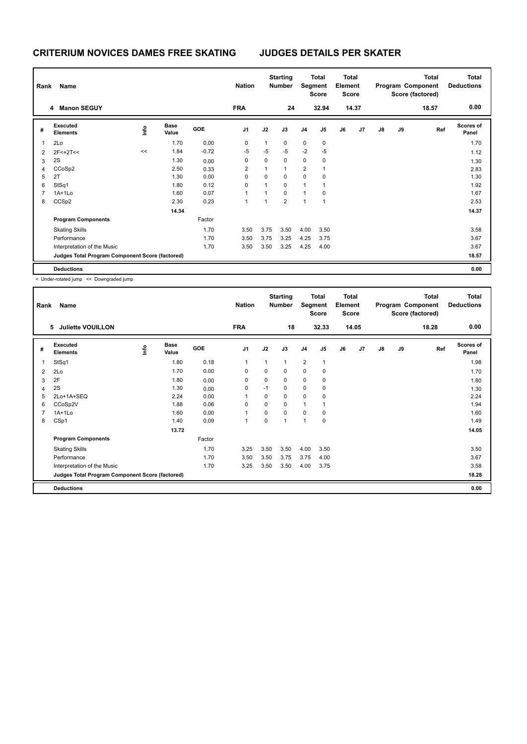# CRITERIUM NOVICES DAMES FREE SKATING JUDGES DETAILS PER SKATER

| Rank | Name | Nation | Starting Number | Total Segment Score | Total Element Score | Total Program Component Score (factored) | Total Deductions |
|---|---|---|---|---|---|---|---|
| 4 | Manon SEGUY | FRA | 24 | 32.94 | 14.37 | 18.57 | 0.00 |

| # | Executed Elements | Info | Base Value | GOE | J1 | J2 | J3 | J4 | J5 | J6 | J7 | J8 | J9 | Ref | Scores of Panel |
|---|---|---|---|---|---|---|---|---|---|---|---|---|---|---|---|
| 1 | 2Lo | | 1.70 | 0.00 | 0 | 1 | 0 | 0 | 0 | | | | | | 1.70 |
| 2 | 2F<+2T<< | << | 1.84 | -0.72 | -5 | -5 | -5 | -2 | -5 | | | | | | 1.12 |
| 3 | 2S | | 1.30 | 0.00 | 0 | 0 | 0 | 0 | 0 | | | | | | 1.30 |
| 4 | CCoSp2 | | 2.50 | 0.33 | 2 | 1 | 1 | 2 | 1 | | | | | | 2.83 |
| 5 | 2T | | 1.30 | 0.00 | 0 | 0 | 0 | 0 | 0 | | | | | | 1.30 |
| 6 | StSq1 | | 1.80 | 0.12 | 0 | 1 | 0 | 1 | 1 | | | | | | 1.92 |
| 7 | 1A+1Lo | | 1.60 | 0.07 | 1 | 1 | 0 | 1 | 0 | | | | | | 1.67 |
| 8 | CCSp2 | | 2.30 | 0.23 | 1 | 1 | 2 | 1 | 1 | | | | | | 2.53 |
| | | | 14.34 | | | | | | | | | | | | 14.37 |
| | **Program Components** | | | Factor | | | | | | | | | | | |
| | Skating Skills | | | 1.70 | 3.50 | 3.75 | 3.50 | 4.00 | 3.50 | | | | | | 3.58 |
| | Performance | | | 1.70 | 3.50 | 3.75 | 3.25 | 4.25 | 3.75 | | | | | | 3.67 |
| | Interpretation of the Music | | | 1.70 | 3.50 | 3.50 | 3.25 | 4.25 | 4.00 | | | | | | 3.67 |
| | **Judges Total Program Component Score (factored)** | | | | | | | | | | | | | | 18.57 |
| | **Deductions** | | | | | | | | | | | | | | 0.00 |

< Under-rotated jump << Downgraded jump

| Rank | Name | Nation | Starting Number | Total Segment Score | Total Element Score | Total Program Component Score (factored) | Total Deductions |
|---|---|---|---|---|---|---|---|
| 5 | Juliette VOUILLON | FRA | 18 | 32.33 | 14.05 | 18.28 | 0.00 |

| # | Executed Elements | Info | Base Value | GOE | J1 | J2 | J3 | J4 | J5 | J6 | J7 | J8 | J9 | Ref | Scores of Panel |
|---|---|---|---|---|---|---|---|---|---|---|---|---|---|---|---|
| 1 | StSq1 | | 1.80 | 0.18 | 1 | 1 | 1 | 2 | 1 | | | | | | 1.98 |
| 2 | 2Lo | | 1.70 | 0.00 | 0 | 0 | 0 | 0 | 0 | | | | | | 1.70 |
| 3 | 2F | | 1.80 | 0.00 | 0 | 0 | 0 | 0 | 0 | | | | | | 1.80 |
| 4 | 2S | | 1.30 | 0.00 | 0 | -1 | 0 | 0 | 0 | | | | | | 1.30 |
| 5 | 2Lo+1A+SEQ | | 2.24 | 0.00 | 1 | 0 | 0 | 0 | 0 | | | | | | 2.24 |
| 6 | CCoSp2V | | 1.88 | 0.06 | 0 | 0 | 0 | 1 | 1 | | | | | | 1.94 |
| 7 | 1A+1Lo | | 1.60 | 0.00 | 1 | 0 | 0 | 0 | 0 | | | | | | 1.60 |
| 8 | CSp1 | | 1.40 | 0.09 | 1 | 0 | 1 | 1 | 0 | | | | | | 1.49 |
| | | | 13.72 | | | | | | | | | | | | 14.05 |
| | **Program Components** | | | Factor | | | | | | | | | | | |
| | Skating Skills | | | 1.70 | 3.25 | 3.50 | 3.50 | 4.00 | 3.50 | | | | | | 3.50 |
| | Performance | | | 1.70 | 3.50 | 3.50 | 3.75 | 3.75 | 4.00 | | | | | | 3.67 |
| | Interpretation of the Music | | | 1.70 | 3.25 | 3.50 | 3.50 | 4.00 | 3.75 | | | | | | 3.58 |
| | **Judges Total Program Component Score (factored)** | | | | | | | | | | | | | | 18.28 |
| | **Deductions** | | | | | | | | | | | | | | 0.00 |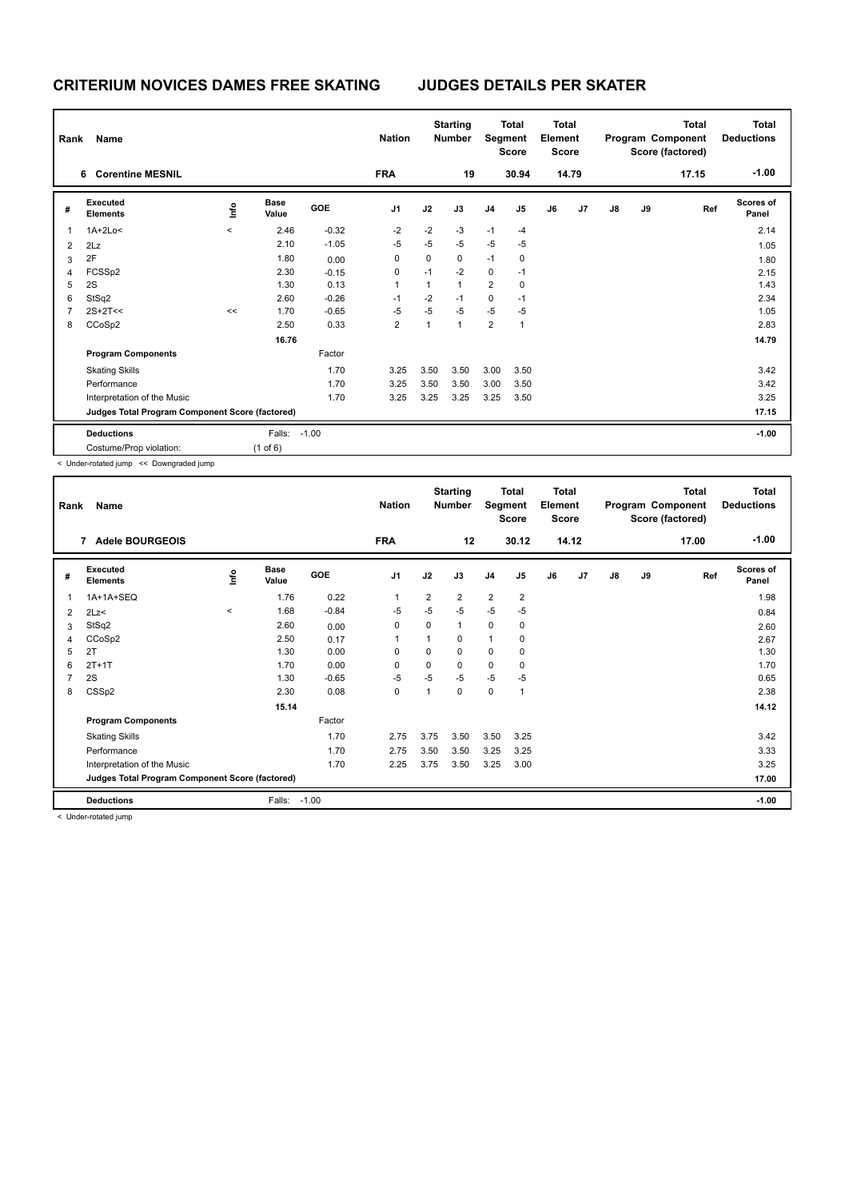# CRITERIUM NOVICES DAMES FREE SKATING — JUDGES DETAILS PER SKATER

| Rank | Name | Nation | Starting Number | Total Segment Score | Total Element Score | Total Program Component Score (factored) | Total Deductions |
|---|---|---|---|---|---|---|---|
| 6 | Corentine MESNIL | FRA | 19 | 30.94 | 14.79 | 17.15 | -1.00 |

| # | Executed Elements | Info | Base Value | GOE | J1 | J2 | J3 | J4 | J5 | J6 | J7 | J8 | J9 | Ref | Scores of Panel |
|---|---|---|---|---|---|---|---|---|---|---|---|---|---|---|---|
| 1 | 1A+2Lo< | < | 2.46 | -0.32 | -2 | -2 | -3 | -1 | -4 | | | | | | 2.14 |
| 2 | 2Lz | | 2.10 | -1.05 | -5 | -5 | -5 | -5 | -5 | | | | | | 1.05 |
| 3 | 2F | | 1.80 | 0.00 | 0 | 0 | 0 | -1 | 0 | | | | | | 1.80 |
| 4 | FCSSp2 | | 2.30 | -0.15 | 0 | -1 | -2 | 0 | -1 | | | | | | 2.15 |
| 5 | 2S | | 1.30 | 0.13 | 1 | 1 | 1 | 2 | 0 | | | | | | 1.43 |
| 6 | StSq2 | | 2.60 | -0.26 | -1 | -2 | -1 | 0 | -1 | | | | | | 2.34 |
| 7 | 2S+2T<< | << | 1.70 | -0.65 | -5 | -5 | -5 | -5 | -5 | | | | | | 1.05 |
| 8 | CCoSp2 | | 2.50 | 0.33 | 2 | 1 | 1 | 2 | 1 | | | | | | 2.83 |
| | | | 16.76 | | | | | | | | | | | | 14.79 |
| | **Program Components** | | | Factor | | | | | | | | | | | |
| | Skating Skills | | | 1.70 | 3.25 | 3.50 | 3.50 | 3.00 | 3.50 | | | | | | 3.42 |
| | Performance | | | 1.70 | 3.25 | 3.50 | 3.50 | 3.00 | 3.50 | | | | | | 3.42 |
| | Interpretation of the Music | | | 1.70 | 3.25 | 3.25 | 3.25 | 3.25 | 3.50 | | | | | | 3.25 |
| | **Judges Total Program Component Score (factored)** | | | | | | | | | | | | | | 17.15 |
| | **Deductions** | | Falls: | -1.00 | | | | | | | | | | | -1.00 |
| | Costume/Prop violation: | | (1 of 6) | | | | | | | | | | | | |

< Under-rotated jump << Downgraded jump

| Rank | Name | Nation | Starting Number | Total Segment Score | Total Element Score | Total Program Component Score (factored) | Total Deductions |
|---|---|---|---|---|---|---|---|
| 7 | Adele BOURGEOIS | FRA | 12 | 30.12 | 14.12 | 17.00 | -1.00 |

| # | Executed Elements | Info | Base Value | GOE | J1 | J2 | J3 | J4 | J5 | J6 | J7 | J8 | J9 | Ref | Scores of Panel |
|---|---|---|---|---|---|---|---|---|---|---|---|---|---|---|---|
| 1 | 1A+1A+SEQ | | 1.76 | 0.22 | 1 | 2 | 2 | 2 | 2 | | | | | | 1.98 |
| 2 | 2Lz< | < | 1.68 | -0.84 | -5 | -5 | -5 | -5 | -5 | | | | | | 0.84 |
| 3 | StSq2 | | 2.60 | 0.00 | 0 | 0 | 1 | 0 | 0 | | | | | | 2.60 |
| 4 | CCoSp2 | | 2.50 | 0.17 | 1 | 1 | 0 | 1 | 0 | | | | | | 2.67 |
| 5 | 2T | | 1.30 | 0.00 | 0 | 0 | 0 | 0 | 0 | | | | | | 1.30 |
| 6 | 2T+1T | | 1.70 | 0.00 | 0 | 0 | 0 | 0 | 0 | | | | | | 1.70 |
| 7 | 2S | | 1.30 | -0.65 | -5 | -5 | -5 | -5 | -5 | | | | | | 0.65 |
| 8 | CSSp2 | | 2.30 | 0.08 | 0 | 1 | 0 | 0 | 1 | | | | | | 2.38 |
| | | | 15.14 | | | | | | | | | | | | 14.12 |
| | **Program Components** | | | Factor | | | | | | | | | | | |
| | Skating Skills | | | 1.70 | 2.75 | 3.75 | 3.50 | 3.50 | 3.25 | | | | | | 3.42 |
| | Performance | | | 1.70 | 2.75 | 3.50 | 3.50 | 3.25 | 3.25 | | | | | | 3.33 |
| | Interpretation of the Music | | | 1.70 | 2.25 | 3.75 | 3.50 | 3.25 | 3.00 | | | | | | 3.25 |
| | **Judges Total Program Component Score (factored)** | | | | | | | | | | | | | | 17.00 |
| | **Deductions** | | Falls: | -1.00 | | | | | | | | | | | -1.00 |

< Under-rotated jump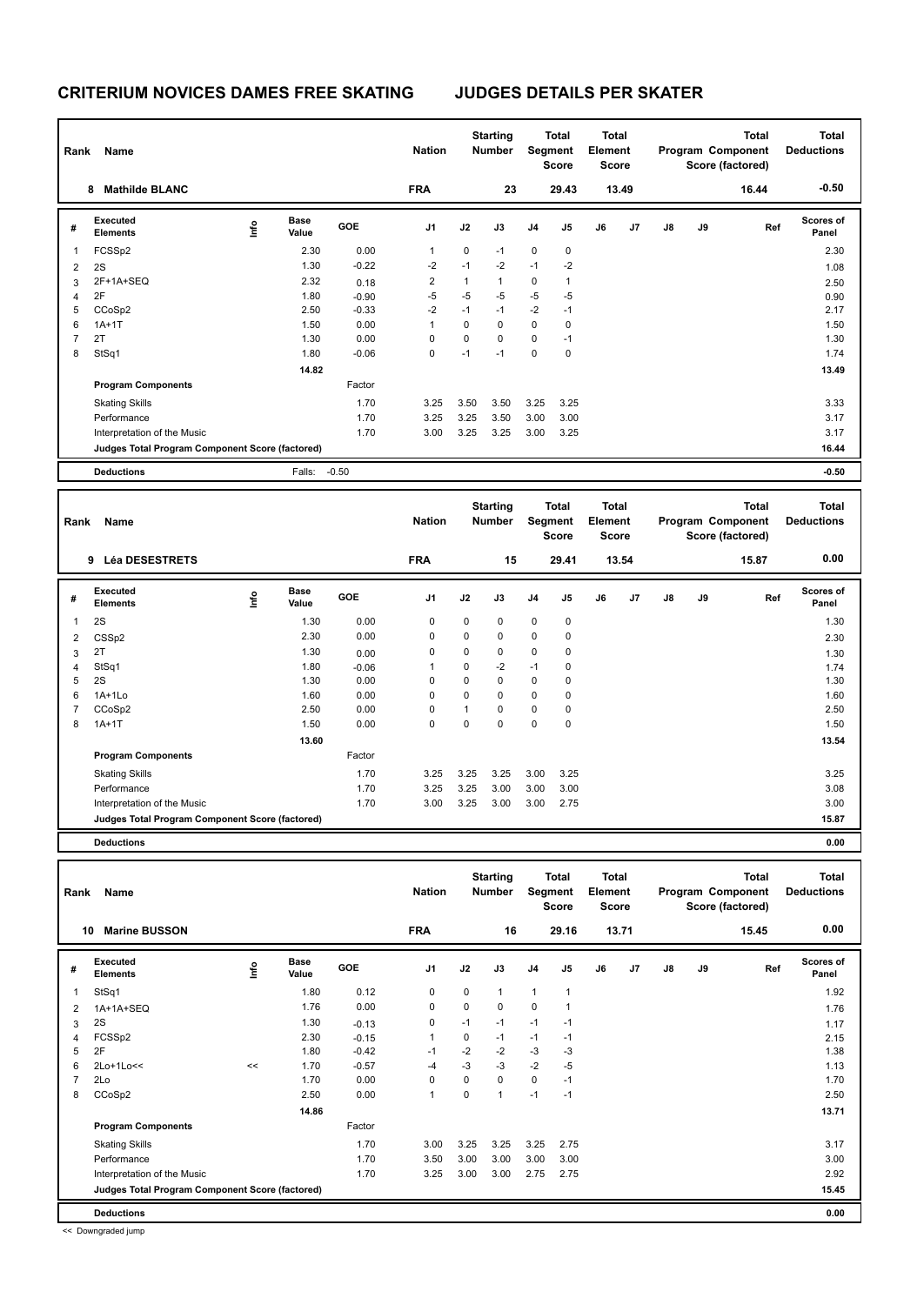# CRITERIUM NOVICES DAMES FREE SKATING — JUDGES DETAILS PER SKATER

| Rank | Name | Nation | Starting Number | Total Segment Score | Total Element Score | Total Program Component Score (factored) | Total Deductions |
|---|---|---|---|---|---|---|---|
| 8 | Mathilde BLANC | FRA | 23 | 29.43 | 13.49 | 16.44 | -0.50 |

| # | Executed Elements | Info | Base Value | GOE | J1 | J2 | J3 | J4 | J5 | J6 | J7 | J8 | J9 | Ref | Scores of Panel |
|---|---|---|---|---|---|---|---|---|---|---|---|---|---|---|---|
| 1 | FCSSp2 | | 2.30 | 0.00 | 1 | 0 | -1 | 0 | 0 | | | | | | 2.30 |
| 2 | 2S | | 1.30 | -0.22 | -2 | -1 | -2 | -1 | -2 | | | | | | 1.08 |
| 3 | 2F+1A+SEQ | | 2.32 | 0.18 | 2 | 1 | 1 | 0 | 1 | | | | | | 2.50 |
| 4 | 2F | | 1.80 | -0.90 | -5 | -5 | -5 | -5 | -5 | | | | | | 0.90 |
| 5 | CCoSp2 | | 2.50 | -0.33 | -2 | -1 | -1 | -2 | -1 | | | | | | 2.17 |
| 6 | 1A+1T | | 1.50 | 0.00 | 1 | 0 | 0 | 0 | 0 | | | | | | 1.50 |
| 7 | 2T | | 1.30 | 0.00 | 0 | 0 | 0 | 0 | -1 | | | | | | 1.30 |
| 8 | StSq1 | | 1.80 | -0.06 | 0 | -1 | -1 | 0 | 0 | | | | | | 1.74 |
| | | | 14.82 | | | | | | | | | | | | 13.49 |
| | **Program Components** | | | Factor | | | | | | | | | | | |
| | Skating Skills | | | 1.70 | 3.25 | 3.50 | 3.50 | 3.25 | 3.25 | | | | | | 3.33 |
| | Performance | | | 1.70 | 3.25 | 3.25 | 3.50 | 3.00 | 3.00 | | | | | | 3.17 |
| | Interpretation of the Music | | | 1.70 | 3.00 | 3.25 | 3.25 | 3.00 | 3.25 | | | | | | 3.17 |
| | **Judges Total Program Component Score (factored)** | | | | | | | | | | | | | | 16.44 |
| | **Deductions** | | Falls: | -0.50 | | | | | | | | | | | -0.50 |

| Rank | Name | Nation | Starting Number | Total Segment Score | Total Element Score | Total Program Component Score (factored) | Total Deductions |
|---|---|---|---|---|---|---|---|
| 9 | Léa DESESTRETS | FRA | 15 | 29.41 | 13.54 | 15.87 | 0.00 |

| # | Executed Elements | Info | Base Value | GOE | J1 | J2 | J3 | J4 | J5 | J6 | J7 | J8 | J9 | Ref | Scores of Panel |
|---|---|---|---|---|---|---|---|---|---|---|---|---|---|---|---|
| 1 | 2S | | 1.30 | 0.00 | 0 | 0 | 0 | 0 | 0 | | | | | | 1.30 |
| 2 | CSSp2 | | 2.30 | 0.00 | 0 | 0 | 0 | 0 | 0 | | | | | | 2.30 |
| 3 | 2T | | 1.30 | 0.00 | 0 | 0 | 0 | 0 | 0 | | | | | | 1.30 |
| 4 | StSq1 | | 1.80 | -0.06 | 1 | 0 | -2 | -1 | 0 | | | | | | 1.74 |
| 5 | 2S | | 1.30 | 0.00 | 0 | 0 | 0 | 0 | 0 | | | | | | 1.30 |
| 6 | 1A+1Lo | | 1.60 | 0.00 | 0 | 0 | 0 | 0 | 0 | | | | | | 1.60 |
| 7 | CCoSp2 | | 2.50 | 0.00 | 0 | 1 | 0 | 0 | 0 | | | | | | 2.50 |
| 8 | 1A+1T | | 1.50 | 0.00 | 0 | 0 | 0 | 0 | 0 | | | | | | 1.50 |
| | | | 13.60 | | | | | | | | | | | | 13.54 |
| | **Program Components** | | | Factor | | | | | | | | | | | |
| | Skating Skills | | | 1.70 | 3.25 | 3.25 | 3.25 | 3.00 | 3.25 | | | | | | 3.25 |
| | Performance | | | 1.70 | 3.25 | 3.25 | 3.00 | 3.00 | 3.00 | | | | | | 3.08 |
| | Interpretation of the Music | | | 1.70 | 3.00 | 3.25 | 3.00 | 3.00 | 2.75 | | | | | | 3.00 |
| | **Judges Total Program Component Score (factored)** | | | | | | | | | | | | | | 15.87 |
| | **Deductions** | | | | | | | | | | | | | | 0.00 |

| Rank | Name | Nation | Starting Number | Total Segment Score | Total Element Score | Total Program Component Score (factored) | Total Deductions |
|---|---|---|---|---|---|---|---|
| 10 | Marine BUSSON | FRA | 16 | 29.16 | 13.71 | 15.45 | 0.00 |

| # | Executed Elements | Info | Base Value | GOE | J1 | J2 | J3 | J4 | J5 | J6 | J7 | J8 | J9 | Ref | Scores of Panel |
|---|---|---|---|---|---|---|---|---|---|---|---|---|---|---|---|
| 1 | StSq1 | | 1.80 | 0.12 | 0 | 0 | 1 | 1 | 1 | | | | | | 1.92 |
| 2 | 1A+1A+SEQ | | 1.76 | 0.00 | 0 | 0 | 0 | 0 | 1 | | | | | | 1.76 |
| 3 | 2S | | 1.30 | -0.13 | 0 | -1 | -1 | -1 | -1 | | | | | | 1.17 |
| 4 | FCSSp2 | | 2.30 | -0.15 | 1 | 0 | -1 | -1 | -1 | | | | | | 2.15 |
| 5 | 2F | | 1.80 | -0.42 | -1 | -2 | -2 | -3 | -3 | | | | | | 1.38 |
| 6 | 2Lo+1Lo<< | << | 1.70 | -0.57 | -4 | -3 | -3 | -2 | -5 | | | | | | 1.13 |
| 7 | 2Lo | | 1.70 | 0.00 | 0 | 0 | 0 | 0 | -1 | | | | | | 1.70 |
| 8 | CCoSp2 | | 2.50 | 0.00 | 1 | 0 | 1 | -1 | -1 | | | | | | 2.50 |
| | | | 14.86 | | | | | | | | | | | | 13.71 |
| | **Program Components** | | | Factor | | | | | | | | | | | |
| | Skating Skills | | | 1.70 | 3.00 | 3.25 | 3.25 | 3.25 | 2.75 | | | | | | 3.17 |
| | Performance | | | 1.70 | 3.50 | 3.00 | 3.00 | 3.00 | 3.00 | | | | | | 3.00 |
| | Interpretation of the Music | | | 1.70 | 3.25 | 3.00 | 3.00 | 2.75 | 2.75 | | | | | | 2.92 |
| | **Judges Total Program Component Score (factored)** | | | | | | | | | | | | | | 15.45 |
| | **Deductions** | | | | | | | | | | | | | | 0.00 |

<< Downgraded jump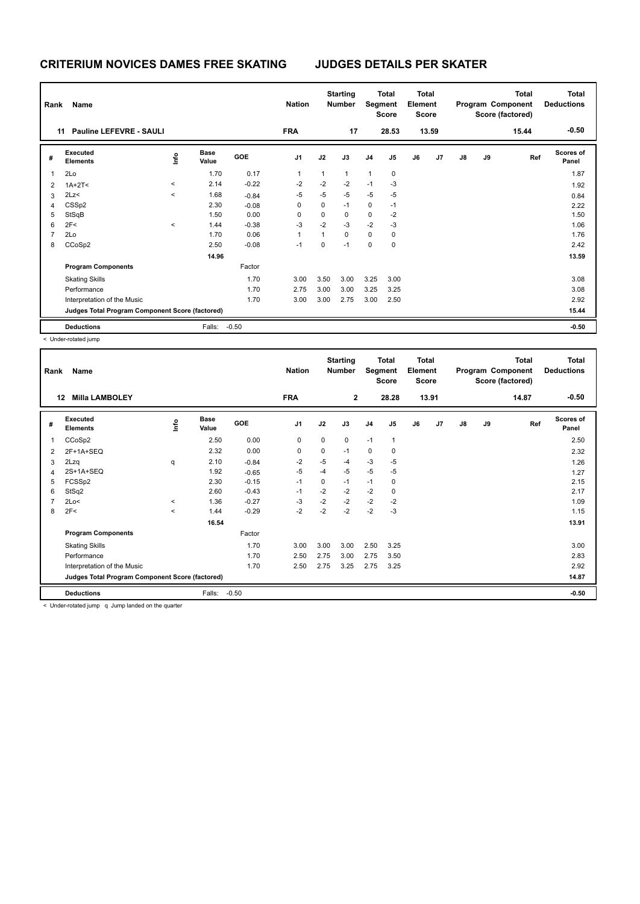# CRITERIUM NOVICES DAMES FREE SKATING    JUDGES DETAILS PER SKATER

| Rank | Name | Nation | Starting Number | Total Segment Score | Total Element Score | Total Program Component Score (factored) | Total Deductions |
|---|---|---|---|---|---|---|---|
| 11 | Pauline LEFEVRE - SAULI | FRA | 17 | 28.53 | 13.59 | 15.44 | -0.50 |

| # | Executed Elements | Info | Base Value | GOE | J1 | J2 | J3 | J4 | J5 | J6 | J7 | J8 | J9 | Ref | Scores of Panel |
|---|---|---|---|---|---|---|---|---|---|---|---|---|---|---|---|
| 1 | 2Lo | | 1.70 | 0.17 | 1 | 1 | 1 | 1 | 0 | | | | | | 1.87 |
| 2 | 1A+2T< | < | 2.14 | -0.22 | -2 | -2 | -2 | -1 | -3 | | | | | | 1.92 |
| 3 | 2Lz< | < | 1.68 | -0.84 | -5 | -5 | -5 | -5 | -5 | | | | | | 0.84 |
| 4 | CSSp2 | | 2.30 | -0.08 | 0 | 0 | -1 | 0 | -1 | | | | | | 2.22 |
| 5 | StSqB | | 1.50 | 0.00 | 0 | 0 | 0 | 0 | -2 | | | | | | 1.50 |
| 6 | 2F< | < | 1.44 | -0.38 | -3 | -2 | -3 | -2 | -3 | | | | | | 1.06 |
| 7 | 2Lo | | 1.70 | 0.06 | 1 | 1 | 0 | 0 | 0 | | | | | | 1.76 |
| 8 | CCoSp2 | | 2.50 | -0.08 | -1 | 0 | -1 | 0 | 0 | | | | | | 2.42 |
| | | | 14.96 | | | | | | | | | | | | 13.59 |
| | **Program Components** | | | Factor | | | | | | | | | | | |
| | Skating Skills | | | 1.70 | 3.00 | 3.50 | 3.00 | 3.25 | 3.00 | | | | | | 3.08 |
| | Performance | | | 1.70 | 2.75 | 3.00 | 3.00 | 3.25 | 3.25 | | | | | | 3.08 |
| | Interpretation of the Music | | | 1.70 | 3.00 | 3.00 | 2.75 | 3.00 | 2.50 | | | | | | 2.92 |
| | **Judges Total Program Component Score (factored)** | | | | | | | | | | | | | | 15.44 |
| | **Deductions** | | Falls: | -0.50 | | | | | | | | | | | -0.50 |

< Under-rotated jump

| Rank | Name | Nation | Starting Number | Total Segment Score | Total Element Score | Total Program Component Score (factored) | Total Deductions |
|---|---|---|---|---|---|---|---|
| 12 | Milla LAMBOLEY | FRA | 2 | 28.28 | 13.91 | 14.87 | -0.50 |

| # | Executed Elements | Info | Base Value | GOE | J1 | J2 | J3 | J4 | J5 | J6 | J7 | J8 | J9 | Ref | Scores of Panel |
|---|---|---|---|---|---|---|---|---|---|---|---|---|---|---|---|
| 1 | CCoSp2 | | 2.50 | 0.00 | 0 | 0 | 0 | -1 | 1 | | | | | | 2.50 |
| 2 | 2F+1A+SEQ | | 2.32 | 0.00 | 0 | 0 | -1 | 0 | 0 | | | | | | 2.32 |
| 3 | 2Lzq | q | 2.10 | -0.84 | -2 | -5 | -4 | -3 | -5 | | | | | | 1.26 |
| 4 | 2S+1A+SEQ | | 1.92 | -0.65 | -5 | -4 | -5 | -5 | -5 | | | | | | 1.27 |
| 5 | FCSSp2 | | 2.30 | -0.15 | -1 | 0 | -1 | -1 | 0 | | | | | | 2.15 |
| 6 | StSq2 | | 2.60 | -0.43 | -1 | -2 | -2 | -2 | 0 | | | | | | 2.17 |
| 7 | 2Lo< | < | 1.36 | -0.27 | -3 | -2 | -2 | -2 | -2 | | | | | | 1.09 |
| 8 | 2F< | < | 1.44 | -0.29 | -2 | -2 | -2 | -2 | -3 | | | | | | 1.15 |
| | | | 16.54 | | | | | | | | | | | | 13.91 |
| | **Program Components** | | | Factor | | | | | | | | | | | |
| | Skating Skills | | | 1.70 | 3.00 | 3.00 | 3.00 | 2.50 | 3.25 | | | | | | 3.00 |
| | Performance | | | 1.70 | 2.50 | 2.75 | 3.00 | 2.75 | 3.50 | | | | | | 2.83 |
| | Interpretation of the Music | | | 1.70 | 2.50 | 2.75 | 3.25 | 2.75 | 3.25 | | | | | | 2.92 |
| | **Judges Total Program Component Score (factored)** | | | | | | | | | | | | | | 14.87 |
| | **Deductions** | | Falls: | -0.50 | | | | | | | | | | | -0.50 |

< Under-rotated jump   q Jump landed on the quarter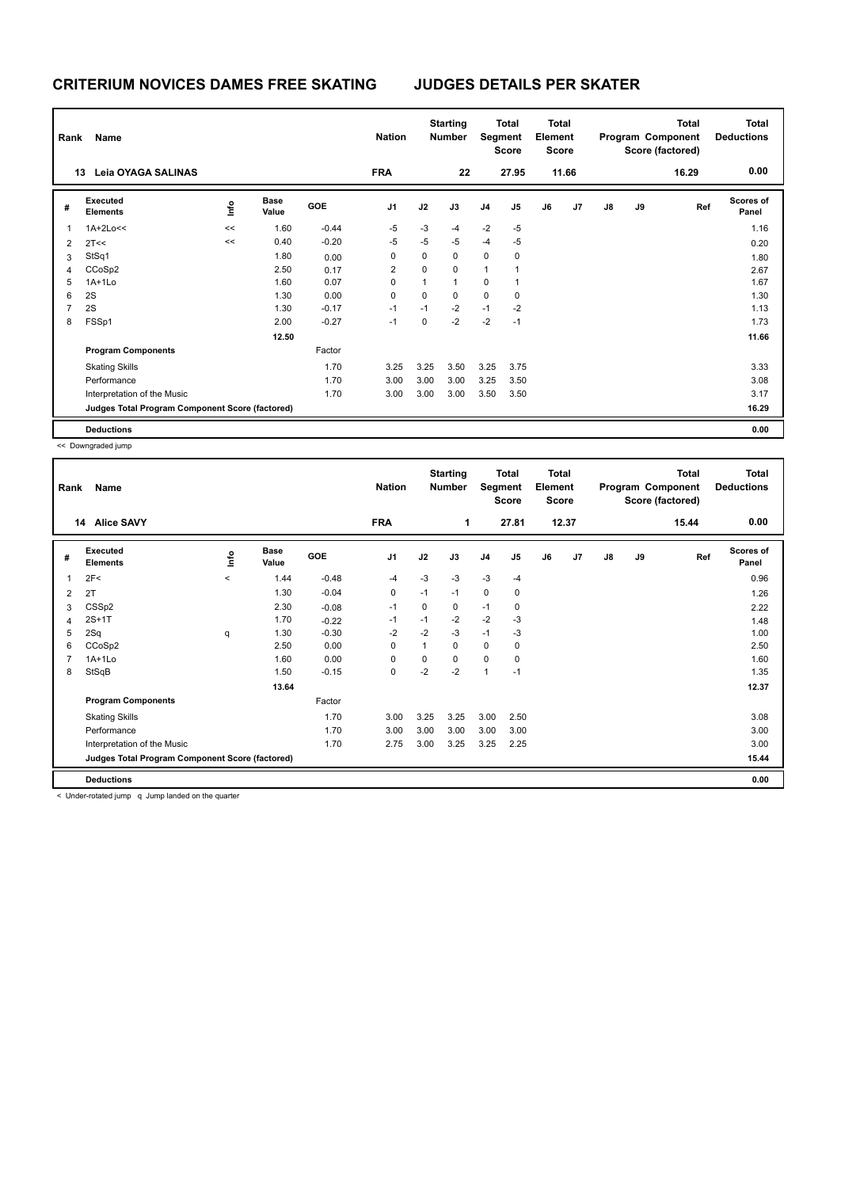# CRITERIUM NOVICES DAMES FREE SKATING — JUDGES DETAILS PER SKATER

| Rank | Name | Nation | Starting Number | Total Segment Score | Total Element Score | Total Program Component Score (factored) | Total Deductions |
|---|---|---|---|---|---|---|---|
| 13 | Leia OYAGA SALINAS | FRA | 22 | 27.95 | 11.66 | 16.29 | 0.00 |

| # | Executed Elements | Info | Base Value | GOE | J1 | J2 | J3 | J4 | J5 | J6 | J7 | J8 | J9 | Ref | Scores of Panel |
|---|---|---|---|---|---|---|---|---|---|---|---|---|---|---|---|
| 1 | 1A+2Lo<< | << | 1.60 | -0.44 | -5 | -3 | -4 | -2 | -5 | | | | | | 1.16 |
| 2 | 2T<< | << | 0.40 | -0.20 | -5 | -5 | -5 | -4 | -5 | | | | | | 0.20 |
| 3 | StSq1 | | 1.80 | 0.00 | 0 | 0 | 0 | 0 | 0 | | | | | | 1.80 |
| 4 | CCoSp2 | | 2.50 | 0.17 | 2 | 0 | 0 | 1 | 1 | | | | | | 2.67 |
| 5 | 1A+1Lo | | 1.60 | 0.07 | 0 | 1 | 1 | 0 | 1 | | | | | | 1.67 |
| 6 | 2S | | 1.30 | 0.00 | 0 | 0 | 0 | 0 | 0 | | | | | | 1.30 |
| 7 | 2S | | 1.30 | -0.17 | -1 | -1 | -2 | -1 | -2 | | | | | | 1.13 |
| 8 | FSSp1 | | 2.00 | -0.27 | -1 | 0 | -2 | -2 | -1 | | | | | | 1.73 |
| | | | 12.50 | | | | | | | | | | | | 11.66 |
| | **Program Components** | | | Factor | | | | | | | | | | | |
| | Skating Skills | | | 1.70 | 3.25 | 3.25 | 3.50 | 3.25 | 3.75 | | | | | | 3.33 |
| | Performance | | | 1.70 | 3.00 | 3.00 | 3.00 | 3.25 | 3.50 | | | | | | 3.08 |
| | Interpretation of the Music | | | 1.70 | 3.00 | 3.00 | 3.00 | 3.50 | 3.50 | | | | | | 3.17 |
| | **Judges Total Program Component Score (factored)** | | | | | | | | | | | | | | 16.29 |
| | **Deductions** | | | | | | | | | | | | | | 0.00 |

<< Downgraded jump

| Rank | Name | Nation | Starting Number | Total Segment Score | Total Element Score | Total Program Component Score (factored) | Total Deductions |
|---|---|---|---|---|---|---|---|
| 14 | Alice SAVY | FRA | 1 | 27.81 | 12.37 | 15.44 | 0.00 |

| # | Executed Elements | Info | Base Value | GOE | J1 | J2 | J3 | J4 | J5 | J6 | J7 | J8 | J9 | Ref | Scores of Panel |
|---|---|---|---|---|---|---|---|---|---|---|---|---|---|---|---|
| 1 | 2F< | < | 1.44 | -0.48 | -4 | -3 | -3 | -3 | -4 | | | | | | 0.96 |
| 2 | 2T | | 1.30 | -0.04 | 0 | -1 | -1 | 0 | 0 | | | | | | 1.26 |
| 3 | CSSp2 | | 2.30 | -0.08 | -1 | 0 | 0 | -1 | 0 | | | | | | 2.22 |
| 4 | 2S+1T | | 1.70 | -0.22 | -1 | -1 | -2 | -2 | -3 | | | | | | 1.48 |
| 5 | 2Sq | q | 1.30 | -0.30 | -2 | -2 | -3 | -1 | -3 | | | | | | 1.00 |
| 6 | CCoSp2 | | 2.50 | 0.00 | 0 | 1 | 0 | 0 | 0 | | | | | | 2.50 |
| 7 | 1A+1Lo | | 1.60 | 0.00 | 0 | 0 | 0 | 0 | 0 | | | | | | 1.60 |
| 8 | StSqB | | 1.50 | -0.15 | 0 | -2 | -2 | 1 | -1 | | | | | | 1.35 |
| | | | 13.64 | | | | | | | | | | | | 12.37 |
| | **Program Components** | | | Factor | | | | | | | | | | | |
| | Skating Skills | | | 1.70 | 3.00 | 3.25 | 3.25 | 3.00 | 2.50 | | | | | | 3.08 |
| | Performance | | | 1.70 | 3.00 | 3.00 | 3.00 | 3.00 | 3.00 | | | | | | 3.00 |
| | Interpretation of the Music | | | 1.70 | 2.75 | 3.00 | 3.25 | 3.25 | 2.25 | | | | | | 3.00 |
| | **Judges Total Program Component Score (factored)** | | | | | | | | | | | | | | 15.44 |
| | **Deductions** | | | | | | | | | | | | | | 0.00 |

< Under-rotated jump  q Jump landed on the quarter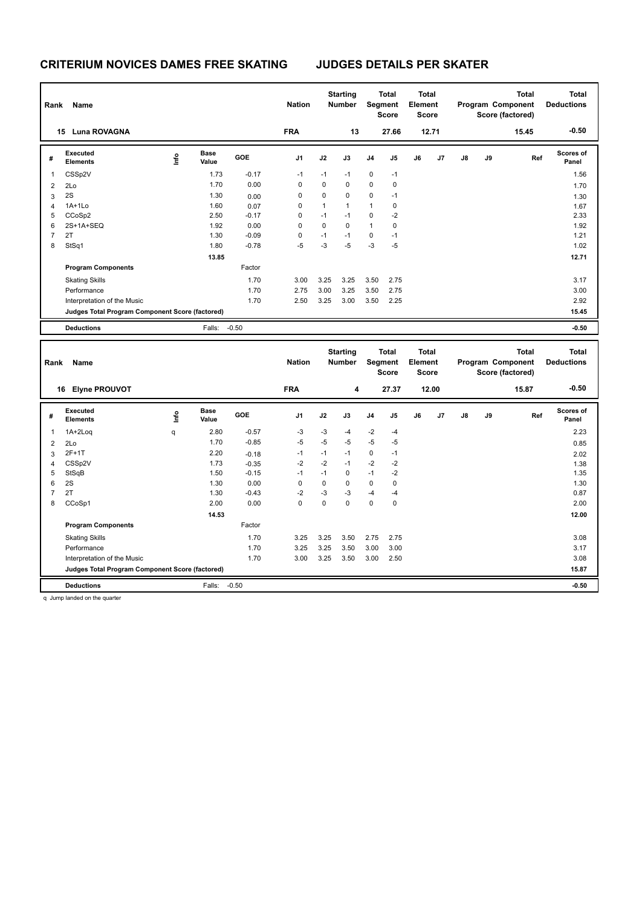# CRITERIUM NOVICES DAMES FREE SKATING JUDGES DETAILS PER SKATER

| Rank | Name | Nation | Starting Number | Total Segment Score | Total Element Score | Total Program Component Score (factored) | Total Deductions |
|---|---|---|---|---|---|---|---|
| 15 | Luna ROVAGNA | FRA | 13 | 27.66 | 12.71 | 15.45 | -0.50 |

| # | Executed Elements | Info | Base Value | GOE | J1 | J2 | J3 | J4 | J5 | J6 | J7 | J8 | J9 | Ref | Scores of Panel |
|---|---|---|---|---|---|---|---|---|---|---|---|---|---|---|---|
| 1 | CSSp2V | | 1.73 | -0.17 | -1 | -1 | -1 | 0 | -1 | | | | | | 1.56 |
| 2 | 2Lo | | 1.70 | 0.00 | 0 | 0 | 0 | 0 | 0 | | | | | | 1.70 |
| 3 | 2S | | 1.30 | 0.00 | 0 | 0 | 0 | 0 | -1 | | | | | | 1.30 |
| 4 | 1A+1Lo | | 1.60 | 0.07 | 0 | 1 | 1 | 1 | 0 | | | | | | 1.67 |
| 5 | CCoSp2 | | 2.50 | -0.17 | 0 | -1 | -1 | 0 | -2 | | | | | | 2.33 |
| 6 | 2S+1A+SEQ | | 1.92 | 0.00 | 0 | 0 | 0 | 1 | 0 | | | | | | 1.92 |
| 7 | 2T | | 1.30 | -0.09 | 0 | -1 | -1 | 0 | -1 | | | | | | 1.21 |
| 8 | StSq1 | | 1.80 | -0.78 | -5 | -3 | -5 | -3 | -5 | | | | | | 1.02 |
| | | | 13.85 | | | | | | | | | | | | 12.71 |
| | **Program Components** | | | Factor | | | | | | | | | | | |
| | Skating Skills | | | 1.70 | 3.00 | 3.25 | 3.25 | 3.50 | 2.75 | | | | | | 3.17 |
| | Performance | | | 1.70 | 2.75 | 3.00 | 3.25 | 3.50 | 2.75 | | | | | | 3.00 |
| | Interpretation of the Music | | | 1.70 | 2.50 | 3.25 | 3.00 | 3.50 | 2.25 | | | | | | 2.92 |
| | **Judges Total Program Component Score (factored)** | | | | | | | | | | | | | | 15.45 |
| | **Deductions** | | Falls: | -0.50 | | | | | | | | | | | -0.50 |

| Rank | Name | Nation | Starting Number | Total Segment Score | Total Element Score | Total Program Component Score (factored) | Total Deductions |
|---|---|---|---|---|---|---|---|
| 16 | Elyne PROUVOT | FRA | 4 | 27.37 | 12.00 | 15.87 | -0.50 |

| # | Executed Elements | Info | Base Value | GOE | J1 | J2 | J3 | J4 | J5 | J6 | J7 | J8 | J9 | Ref | Scores of Panel |
|---|---|---|---|---|---|---|---|---|---|---|---|---|---|---|---|
| 1 | 1A+2Loq | q | 2.80 | -0.57 | -3 | -3 | -4 | -2 | -4 | | | | | | 2.23 |
| 2 | 2Lo | | 1.70 | -0.85 | -5 | -5 | -5 | -5 | -5 | | | | | | 0.85 |
| 3 | 2F+1T | | 2.20 | -0.18 | -1 | -1 | -1 | 0 | -1 | | | | | | 2.02 |
| 4 | CSSp2V | | 1.73 | -0.35 | -2 | -2 | -1 | -2 | -2 | | | | | | 1.38 |
| 5 | StSqB | | 1.50 | -0.15 | -1 | -1 | 0 | -1 | -2 | | | | | | 1.35 |
| 6 | 2S | | 1.30 | 0.00 | 0 | 0 | 0 | 0 | 0 | | | | | | 1.30 |
| 7 | 2T | | 1.30 | -0.43 | -2 | -3 | -3 | -4 | -4 | | | | | | 0.87 |
| 8 | CCoSp1 | | 2.00 | 0.00 | 0 | 0 | 0 | 0 | 0 | | | | | | 2.00 |
| | | | 14.53 | | | | | | | | | | | | 12.00 |
| | **Program Components** | | | Factor | | | | | | | | | | | |
| | Skating Skills | | | 1.70 | 3.25 | 3.25 | 3.50 | 2.75 | 2.75 | | | | | | 3.08 |
| | Performance | | | 1.70 | 3.25 | 3.25 | 3.50 | 3.00 | 3.00 | | | | | | 3.17 |
| | Interpretation of the Music | | | 1.70 | 3.00 | 3.25 | 3.50 | 3.00 | 2.50 | | | | | | 3.08 |
| | **Judges Total Program Component Score (factored)** | | | | | | | | | | | | | | 15.87 |
| | **Deductions** | | Falls: | -0.50 | | | | | | | | | | | -0.50 |

q Jump landed on the quarter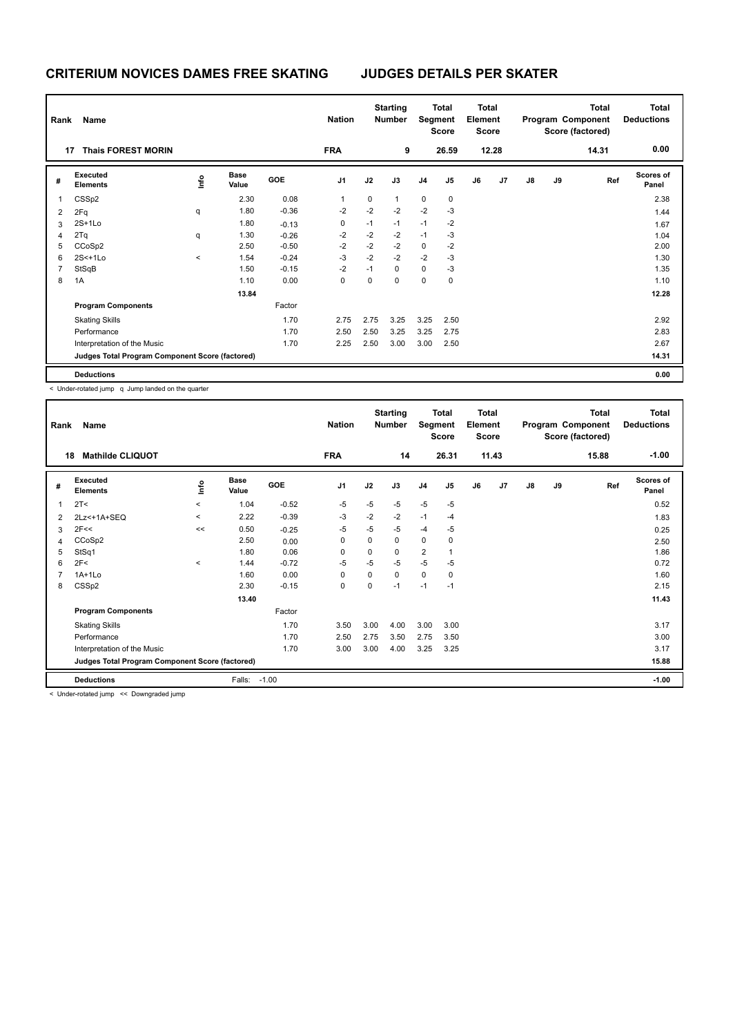# CRITERIUM NOVICES DAMES FREE SKATING JUDGES DETAILS PER SKATER

| Rank | Name | Nation | Starting Number | Total Segment Score | Total Element Score | Total Program Component Score (factored) | Total Deductions |
|---|---|---|---|---|---|---|---|
| 17 | Thais FOREST MORIN | FRA | 9 | 26.59 | 12.28 | 14.31 | 0.00 |

| # | Executed Elements | Info | Base Value | GOE | J1 | J2 | J3 | J4 | J5 | J6 | J7 | J8 | J9 | Ref | Scores of Panel |
|---|---|---|---|---|---|---|---|---|---|---|---|---|---|---|---|
| 1 | CSSp2 | | 2.30 | 0.08 | 1 | 0 | 1 | 0 | 0 | | | | | | 2.38 |
| 2 | 2Fq | q | 1.80 | -0.36 | -2 | -2 | -2 | -2 | -3 | | | | | | 1.44 |
| 3 | 2S+1Lo | | 1.80 | -0.13 | 0 | -1 | -1 | -1 | -2 | | | | | | 1.67 |
| 4 | 2Tq | q | 1.30 | -0.26 | -2 | -2 | -2 | -1 | -3 | | | | | | 1.04 |
| 5 | CCoSp2 | | 2.50 | -0.50 | -2 | -2 | -2 | 0 | -2 | | | | | | 2.00 |
| 6 | 2S<+1Lo | < | 1.54 | -0.24 | -3 | -2 | -2 | -2 | -3 | | | | | | 1.30 |
| 7 | StSqB | | 1.50 | -0.15 | -2 | -1 | 0 | 0 | -3 | | | | | | 1.35 |
| 8 | 1A | | 1.10 | 0.00 | 0 | 0 | 0 | 0 | 0 | | | | | | 1.10 |
| | | | 13.84 | | | | | | | | | | | | 12.28 |
| | **Program Components** | | | Factor | | | | | | | | | | | |
| | Skating Skills | | | 1.70 | 2.75 | 2.75 | 3.25 | 3.25 | 2.50 | | | | | | 2.92 |
| | Performance | | | 1.70 | 2.50 | 2.50 | 3.25 | 3.25 | 2.75 | | | | | | 2.83 |
| | Interpretation of the Music | | | 1.70 | 2.25 | 2.50 | 3.00 | 3.00 | 2.50 | | | | | | 2.67 |
| | **Judges Total Program Component Score (factored)** | | | | | | | | | | | | | | 14.31 |
| | **Deductions** | | | | | | | | | | | | | | 0.00 |

< Under-rotated jump q Jump landed on the quarter

| Rank | Name | Nation | Starting Number | Total Segment Score | Total Element Score | Total Program Component Score (factored) | Total Deductions |
|---|---|---|---|---|---|---|---|
| 18 | Mathilde CLIQUOT | FRA | 14 | 26.31 | 11.43 | 15.88 | -1.00 |

| # | Executed Elements | Info | Base Value | GOE | J1 | J2 | J3 | J4 | J5 | J6 | J7 | J8 | J9 | Ref | Scores of Panel |
|---|---|---|---|---|---|---|---|---|---|---|---|---|---|---|---|
| 1 | 2T< | < | 1.04 | -0.52 | -5 | -5 | -5 | -5 | -5 | | | | | | 0.52 |
| 2 | 2Lz<+1A+SEQ | < | 2.22 | -0.39 | -3 | -2 | -2 | -1 | -4 | | | | | | 1.83 |
| 3 | 2F<< | << | 0.50 | -0.25 | -5 | -5 | -5 | -4 | -5 | | | | | | 0.25 |
| 4 | CCoSp2 | | 2.50 | 0.00 | 0 | 0 | 0 | 0 | 0 | | | | | | 2.50 |
| 5 | StSq1 | | 1.80 | 0.06 | 0 | 0 | 0 | 2 | 1 | | | | | | 1.86 |
| 6 | 2F< | < | 1.44 | -0.72 | -5 | -5 | -5 | -5 | -5 | | | | | | 0.72 |
| 7 | 1A+1Lo | | 1.60 | 0.00 | 0 | 0 | 0 | 0 | 0 | | | | | | 1.60 |
| 8 | CSSp2 | | 2.30 | -0.15 | 0 | 0 | -1 | -1 | -1 | | | | | | 2.15 |
| | | | 13.40 | | | | | | | | | | | | 11.43 |
| | **Program Components** | | | Factor | | | | | | | | | | | |
| | Skating Skills | | | 1.70 | 3.50 | 3.00 | 4.00 | 3.00 | 3.00 | | | | | | 3.17 |
| | Performance | | | 1.70 | 2.50 | 2.75 | 3.50 | 2.75 | 3.50 | | | | | | 3.00 |
| | Interpretation of the Music | | | 1.70 | 3.00 | 3.00 | 4.00 | 3.25 | 3.25 | | | | | | 3.17 |
| | **Judges Total Program Component Score (factored)** | | | | | | | | | | | | | | 15.88 |
| | **Deductions** | | Falls: | -1.00 | | | | | | | | | | | -1.00 |

< Under-rotated jump << Downgraded jump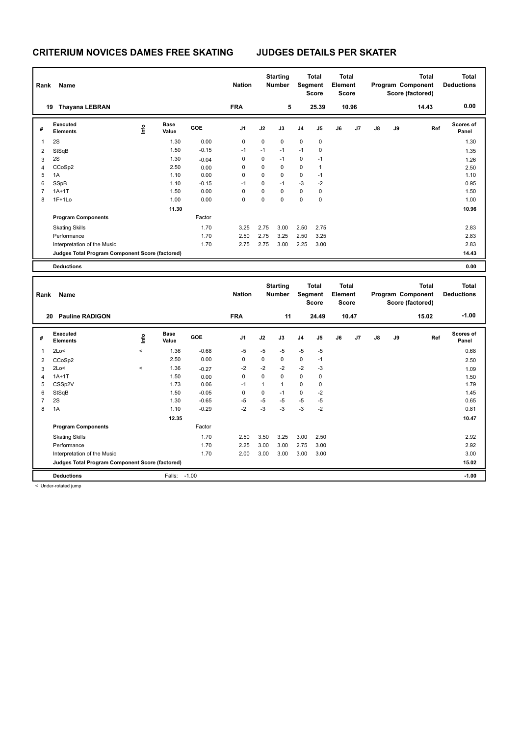# CRITERIUM NOVICES DAMES FREE SKATING — JUDGES DETAILS PER SKATER

| Rank | Name | Nation | Starting Number | Total Segment Score | Total Element Score | Total Program Component Score (factored) | Total Deductions |
|---|---|---|---|---|---|---|---|
| 19 | Thayana LEBRAN | FRA | 5 | 25.39 | 10.96 | 14.43 | 0.00 |

| # | Executed Elements | Info | Base Value | GOE | J1 | J2 | J3 | J4 | J5 | J6 | J7 | J8 | J9 | Ref | Scores of Panel |
|---|---|---|---|---|---|---|---|---|---|---|---|---|---|---|---|
| 1 | 2S | | 1.30 | 0.00 | 0 | 0 | 0 | 0 | 0 | | | | | | 1.30 |
| 2 | StSqB | | 1.50 | -0.15 | -1 | -1 | -1 | -1 | 0 | | | | | | 1.35 |
| 3 | 2S | | 1.30 | -0.04 | 0 | 0 | -1 | 0 | -1 | | | | | | 1.26 |
| 4 | CCoSp2 | | 2.50 | 0.00 | 0 | 0 | 0 | 0 | 1 | | | | | | 2.50 |
| 5 | 1A | | 1.10 | 0.00 | 0 | 0 | 0 | 0 | -1 | | | | | | 1.10 |
| 6 | SSpB | | 1.10 | -0.15 | -1 | 0 | -1 | -3 | -2 | | | | | | 0.95 |
| 7 | 1A+1T | | 1.50 | 0.00 | 0 | 0 | 0 | 0 | 0 | | | | | | 1.50 |
| 8 | 1F+1Lo | | 1.00 | 0.00 | 0 | 0 | 0 | 0 | 0 | | | | | | 1.00 |
| | | | 11.30 | | | | | | | | | | | | 10.96 |
| | **Program Components** | | | Factor | | | | | | | | | | | |
| | Skating Skills | | | 1.70 | 3.25 | 2.75 | 3.00 | 2.50 | 2.75 | | | | | | 2.83 |
| | Performance | | | 1.70 | 2.50 | 2.75 | 3.25 | 2.50 | 3.25 | | | | | | 2.83 |
| | Interpretation of the Music | | | 1.70 | 2.75 | 2.75 | 3.00 | 2.25 | 3.00 | | | | | | 2.83 |
| | **Judges Total Program Component Score (factored)** | | | | | | | | | | | | | | 14.43 |
| | **Deductions** | | | | | | | | | | | | | | 0.00 |

| Rank | Name | Nation | Starting Number | Total Segment Score | Total Element Score | Total Program Component Score (factored) | Total Deductions |
|---|---|---|---|---|---|---|---|
| 20 | Pauline RADIGON | FRA | 11 | 24.49 | 10.47 | 15.02 | -1.00 |

| # | Executed Elements | Info | Base Value | GOE | J1 | J2 | J3 | J4 | J5 | J6 | J7 | J8 | J9 | Ref | Scores of Panel |
|---|---|---|---|---|---|---|---|---|---|---|---|---|---|---|---|
| 1 | 2Lo< | < | 1.36 | -0.68 | -5 | -5 | -5 | -5 | -5 | | | | | | 0.68 |
| 2 | CCoSp2 | | 2.50 | 0.00 | 0 | 0 | 0 | 0 | -1 | | | | | | 2.50 |
| 3 | 2Lo< | < | 1.36 | -0.27 | -2 | -2 | -2 | -2 | -3 | | | | | | 1.09 |
| 4 | 1A+1T | | 1.50 | 0.00 | 0 | 0 | 0 | 0 | 0 | | | | | | 1.50 |
| 5 | CSSp2V | | 1.73 | 0.06 | -1 | 1 | 1 | 0 | 0 | | | | | | 1.79 |
| 6 | StSqB | | 1.50 | -0.05 | 0 | 0 | -1 | 0 | -2 | | | | | | 1.45 |
| 7 | 2S | | 1.30 | -0.65 | -5 | -5 | -5 | -5 | -5 | | | | | | 0.65 |
| 8 | 1A | | 1.10 | -0.29 | -2 | -3 | -3 | -3 | -2 | | | | | | 0.81 |
| | | | 12.35 | | | | | | | | | | | | 10.47 |
| | **Program Components** | | | Factor | | | | | | | | | | | |
| | Skating Skills | | | 1.70 | 2.50 | 3.50 | 3.25 | 3.00 | 2.50 | | | | | | 2.92 |
| | Performance | | | 1.70 | 2.25 | 3.00 | 3.00 | 2.75 | 3.00 | | | | | | 2.92 |
| | Interpretation of the Music | | | 1.70 | 2.00 | 3.00 | 3.00 | 3.00 | 3.00 | | | | | | 3.00 |
| | **Judges Total Program Component Score (factored)** | | | | | | | | | | | | | | 15.02 |
| | **Deductions** | | Falls: | -1.00 | | | | | | | | | | | -1.00 |

< Under-rotated jump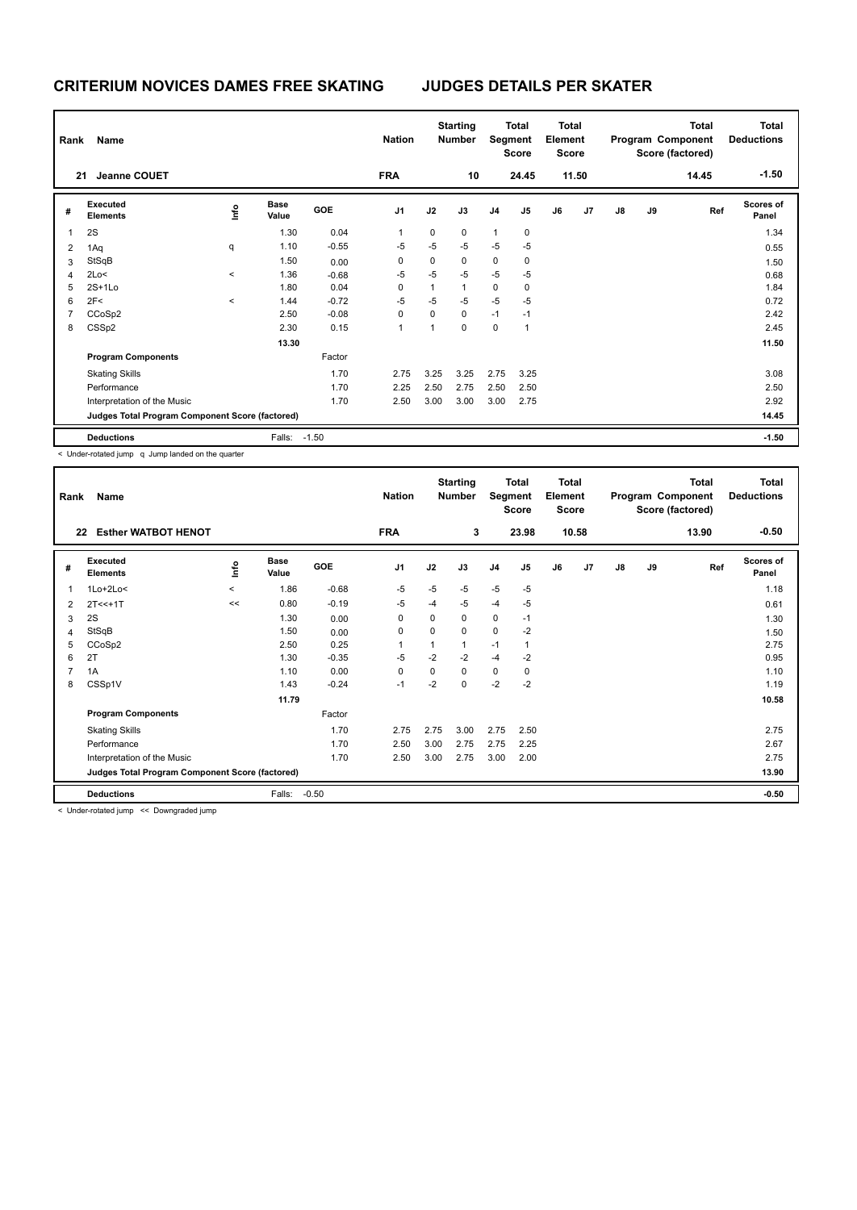# CRITERIUM NOVICES DAMES FREE SKATING JUDGES DETAILS PER SKATER

| Rank | Name | Nation | Starting Number | Total Segment Score | Total Element Score | Total Program Component Score (factored) | Total Deductions |
|---|---|---|---|---|---|---|---|
| 21 | Jeanne COUET | FRA | 10 | 24.45 | 11.50 | 14.45 | -1.50 |

| # | Executed Elements | Info | Base Value | GOE | J1 | J2 | J3 | J4 | J5 | J6 | J7 | J8 | J9 | Ref | Scores of Panel |
|---|---|---|---|---|---|---|---|---|---|---|---|---|---|---|---|
| 1 | 2S | | 1.30 | 0.04 | 1 | 0 | 0 | 1 | 0 | | | | | | 1.34 |
| 2 | 1Aq | q | 1.10 | -0.55 | -5 | -5 | -5 | -5 | -5 | | | | | | 0.55 |
| 3 | StSqB | | 1.50 | 0.00 | 0 | 0 | 0 | 0 | 0 | | | | | | 1.50 |
| 4 | 2Lo< | < | 1.36 | -0.68 | -5 | -5 | -5 | -5 | -5 | | | | | | 0.68 |
| 5 | 2S+1Lo | | 1.80 | 0.04 | 0 | 1 | 1 | 0 | 0 | | | | | | 1.84 |
| 6 | 2F< | < | 1.44 | -0.72 | -5 | -5 | -5 | -5 | -5 | | | | | | 0.72 |
| 7 | CCoSp2 | | 2.50 | -0.08 | 0 | 0 | 0 | -1 | -1 | | | | | | 2.42 |
| 8 | CSSp2 | | 2.30 | 0.15 | 1 | 1 | 0 | 0 | 1 | | | | | | 2.45 |
| | | | 13.30 | | | | | | | | | | | | 11.50 |
| | **Program Components** | | | Factor | | | | | | | | | | | |
| | Skating Skills | | | 1.70 | 2.75 | 3.25 | 3.25 | 2.75 | 3.25 | | | | | | 3.08 |
| | Performance | | | 1.70 | 2.25 | 2.50 | 2.75 | 2.50 | 2.50 | | | | | | 2.50 |
| | Interpretation of the Music | | | 1.70 | 2.50 | 3.00 | 3.00 | 3.00 | 2.75 | | | | | | 2.92 |
| | **Judges Total Program Component Score (factored)** | | | | | | | | | | | | | | 14.45 |
| | **Deductions** | | Falls: | -1.50 | | | | | | | | | | | -1.50 |

< Under-rotated jump q Jump landed on the quarter

| Rank | Name | Nation | Starting Number | Total Segment Score | Total Element Score | Total Program Component Score (factored) | Total Deductions |
|---|---|---|---|---|---|---|---|
| 22 | Esther WATBOT HENOT | FRA | 3 | 23.98 | 10.58 | 13.90 | -0.50 |

| # | Executed Elements | Info | Base Value | GOE | J1 | J2 | J3 | J4 | J5 | J6 | J7 | J8 | J9 | Ref | Scores of Panel |
|---|---|---|---|---|---|---|---|---|---|---|---|---|---|---|---|
| 1 | 1Lo+2Lo< | < | 1.86 | -0.68 | -5 | -5 | -5 | -5 | -5 | | | | | | 1.18 |
| 2 | 2T<<+1T | << | 0.80 | -0.19 | -5 | -4 | -5 | -4 | -5 | | | | | | 0.61 |
| 3 | 2S | | 1.30 | 0.00 | 0 | 0 | 0 | 0 | -1 | | | | | | 1.30 |
| 4 | StSqB | | 1.50 | 0.00 | 0 | 0 | 0 | 0 | -2 | | | | | | 1.50 |
| 5 | CCoSp2 | | 2.50 | 0.25 | 1 | 1 | 1 | -1 | 1 | | | | | | 2.75 |
| 6 | 2T | | 1.30 | -0.35 | -5 | -2 | -2 | -4 | -2 | | | | | | 0.95 |
| 7 | 1A | | 1.10 | 0.00 | 0 | 0 | 0 | 0 | 0 | | | | | | 1.10 |
| 8 | CSSp1V | | 1.43 | -0.24 | -1 | -2 | 0 | -2 | -2 | | | | | | 1.19 |
| | | | 11.79 | | | | | | | | | | | | 10.58 |
| | **Program Components** | | | Factor | | | | | | | | | | | |
| | Skating Skills | | | 1.70 | 2.75 | 2.75 | 3.00 | 2.75 | 2.50 | | | | | | 2.75 |
| | Performance | | | 1.70 | 2.50 | 3.00 | 2.75 | 2.75 | 2.25 | | | | | | 2.67 |
| | Interpretation of the Music | | | 1.70 | 2.50 | 3.00 | 2.75 | 3.00 | 2.00 | | | | | | 2.75 |
| | **Judges Total Program Component Score (factored)** | | | | | | | | | | | | | | 13.90 |
| | **Deductions** | | Falls: | -0.50 | | | | | | | | | | | -0.50 |

< Under-rotated jump << Downgraded jump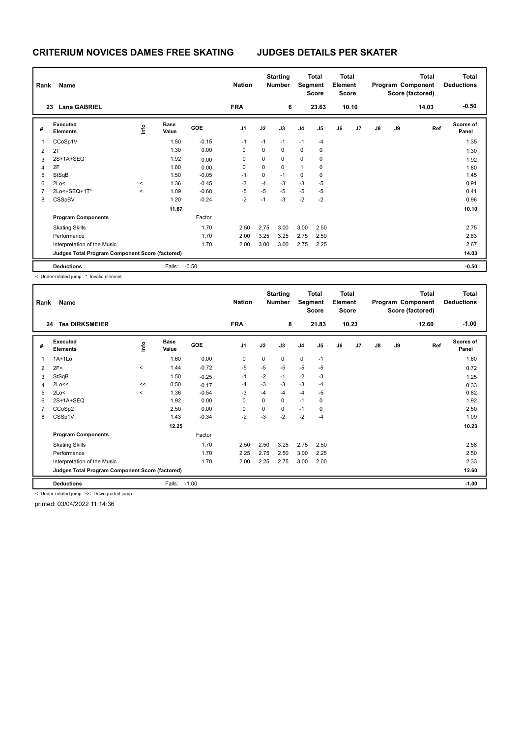# CRITERIUM NOVICES DAMES FREE SKATING    JUDGES DETAILS PER SKATER

| Rank | Name | | | | Nation | | Starting Number | | Total Segment Score | Total Element Score | | | | Total Program Component Score (factored) | Total Deductions |
|---|---|---|---|---|---|---|---|---|---|---|---|---|---|---|---|
| 23 | Lana GABRIEL | | | | FRA | | 6 | | 23.63 | 10.10 | | | | 14.03 | -0.50 |

| # | Executed Elements | Info | Base Value | GOE | J1 | J2 | J3 | J4 | J5 | J6 | J7 | J8 | J9 | Ref | Scores of Panel |
|---|---|---|---|---|---|---|---|---|---|---|---|---|---|---|---|
| 1 | CCoSp1V | | 1.50 | -0.15 | -1 | -1 | -1 | -1 | -4 | | | | | | 1.35 |
| 2 | 2T | | 1.30 | 0.00 | 0 | 0 | 0 | 0 | 0 | | | | | | 1.30 |
| 3 | 2S+1A+SEQ | | 1.92 | 0.00 | 0 | 0 | 0 | 0 | 0 | | | | | | 1.92 |
| 4 | 2F | | 1.80 | 0.00 | 0 | 0 | 0 | 1 | 0 | | | | | | 1.80 |
| 5 | StSqB | | 1.50 | -0.05 | -1 | 0 | -1 | 0 | 0 | | | | | | 1.45 |
| 6 | 2Lo< | < | 1.36 | -0.45 | -3 | -4 | -3 | -3 | -5 | | | | | | 0.91 |
| 7 | 2Lo<+SEQ+1T* | < | 1.09 | -0.68 | -5 | -5 | -5 | -5 | -5 | | | | | | 0.41 |
| 8 | CSSpBV | | 1.20 | -0.24 | -2 | -1 | -3 | -2 | -2 | | | | | | 0.96 |
| | | | 11.67 | | | | | | | | | | | | 10.10 |
| | **Program Components** | | | Factor | | | | | | | | | | | |
| | Skating Skills | | | 1.70 | 2.50 | 2.75 | 3.00 | 3.00 | 2.50 | | | | | | 2.75 |
| | Performance | | | 1.70 | 2.00 | 3.25 | 3.25 | 2.75 | 2.50 | | | | | | 2.83 |
| | Interpretation of the Music | | | 1.70 | 2.00 | 3.00 | 3.00 | 2.75 | 2.25 | | | | | | 2.67 |
| | **Judges Total Program Component Score (factored)** | | | | | | | | | | | | | | 14.03 |
| | **Deductions** | | Falls: | -0.50 | | | | | | | | | | | -0.50 |

< Under-rotated jump * Invalid element

| Rank | Name | | | | Nation | | Starting Number | | Total Segment Score | Total Element Score | | | | Total Program Component Score (factored) | Total Deductions |
|---|---|---|---|---|---|---|---|---|---|---|---|---|---|---|---|
| 24 | Tea DIRKSMEIER | | | | FRA | | 8 | | 21.83 | 10.23 | | | | 12.60 | -1.00 |

| # | Executed Elements | Info | Base Value | GOE | J1 | J2 | J3 | J4 | J5 | J6 | J7 | J8 | J9 | Ref | Scores of Panel |
|---|---|---|---|---|---|---|---|---|---|---|---|---|---|---|---|
| 1 | 1A+1Lo | | 1.60 | 0.00 | 0 | 0 | 0 | 0 | -1 | | | | | | 1.60 |
| 2 | 2F< | < | 1.44 | -0.72 | -5 | -5 | -5 | -5 | -5 | | | | | | 0.72 |
| 3 | StSqB | | 1.50 | -0.25 | -1 | -2 | -1 | -2 | -3 | | | | | | 1.25 |
| 4 | 2Lo<< | << | 0.50 | -0.17 | -4 | -3 | -3 | -3 | -4 | | | | | | 0.33 |
| 5 | 2Lo< | < | 1.36 | -0.54 | -3 | -4 | -4 | -4 | -5 | | | | | | 0.82 |
| 6 | 2S+1A+SEQ | | 1.92 | 0.00 | 0 | 0 | 0 | -1 | 0 | | | | | | 1.92 |
| 7 | CCoSp2 | | 2.50 | 0.00 | 0 | 0 | 0 | -1 | 0 | | | | | | 2.50 |
| 8 | CSSp1V | | 1.43 | -0.34 | -2 | -3 | -2 | -2 | -4 | | | | | | 1.09 |
| | | | 12.25 | | | | | | | | | | | | 10.23 |
| | **Program Components** | | | Factor | | | | | | | | | | | |
| | Skating Skills | | | 1.70 | 2.50 | 2.50 | 3.25 | 2.75 | 2.50 | | | | | | 2.58 |
| | Performance | | | 1.70 | 2.25 | 2.75 | 2.50 | 3.00 | 2.25 | | | | | | 2.50 |
| | Interpretation of the Music | | | 1.70 | 2.00 | 2.25 | 2.75 | 3.00 | 2.00 | | | | | | 2.33 |
| | **Judges Total Program Component Score (factored)** | | | | | | | | | | | | | | 12.60 |
| | **Deductions** | | Falls: | -1.00 | | | | | | | | | | | -1.00 |

< Under-rotated jump << Downgraded jump

printed: 03/04/2022 11:14:36